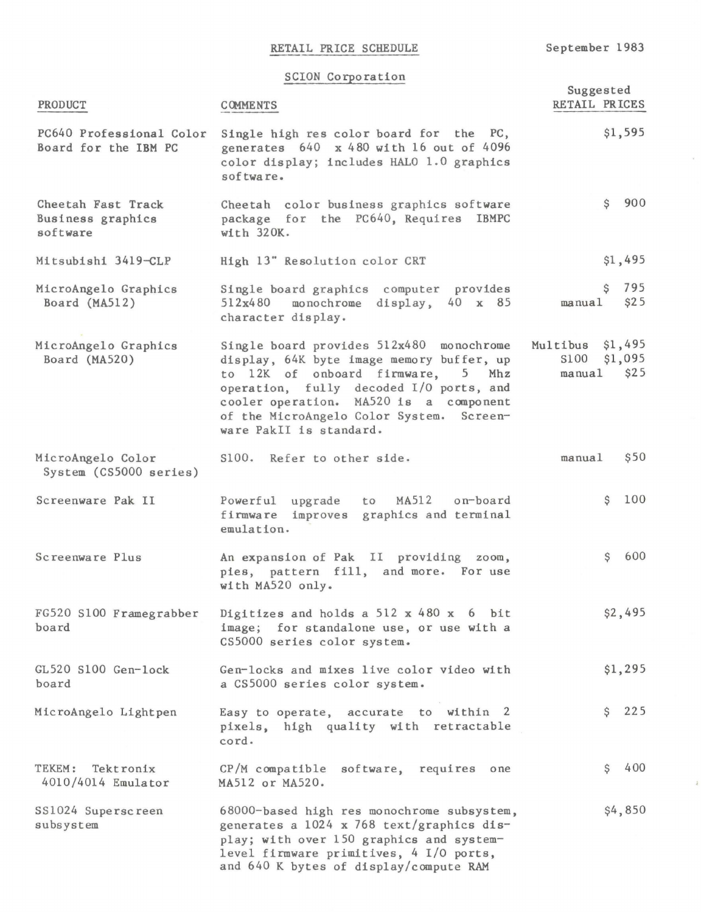# RETAIL PRICE SCHEDULE

September 1983

## SCION Corporation

| PRODUCT | COMMENTS | Suggested RETAIL PRICES |
|---|---|---|
| PC640 Professional Color Board for the IBM PC | Single high res color board for the PC, generates 640 x 480 with 16 out of 4096 color display; includes HALO 1.0 graphics software. | $1,595 |
| Cheetah Fast Track Business graphics software | Cheetah color business graphics software package for the PC640, Requires IBMPC with 320K. | $ 900 |
| Mitsubishi 3419-CLP | High 13" Resolution color CRT | $1,495 |
| MicroAngelo Graphics Board (MA512) | Single board graphics computer provides 512x480 monochrome display, 40 x 85 character display. | $ 795<br>manual $25 |
| MicroAngelo Graphics Board (MA520) | Single board provides 512x480 monochrome display, 64K byte image memory buffer, up to 12K of onboard firmware, 5 Mhz operation, fully decoded I/O ports, and cooler operation. MA520 is a component of the MicroAngelo Color System. Screenware PakII is standard. | Multibus $1,495<br>S100 $1,095<br>manual $25 |
| MicroAngelo Color System (CS5000 series) | S100. Refer to other side. | manual $50 |
| Screenware Pak II | Powerful upgrade to MA512 on-board firmware improves graphics and terminal emulation. | $ 100 |
| Screenware Plus | An expansion of Pak II providing zoom, pies, pattern fill, and more. For use with MA520 only. | $ 600 |
| FG520 S100 Framegrabber board | Digitizes and holds a 512 x 480 x 6 bit image; for standalone use, or use with a CS5000 series color system. | $2,495 |
| GL520 S100 Gen-lock board | Gen-locks and mixes live color video with a CS5000 series color system. | $1,295 |
| MicroAngelo Lightpen | Easy to operate, accurate to within 2 pixels, high quality with retractable cord. | $ 225 |
| TEKEM: Tektronix 4010/4014 Emulator | CP/M compatible software, requires one MA512 or MA520. | $ 400 |
| SS1024 Superscreen subsystem | 68000-based high res monochrome subsystem, generates a 1024 x 768 text/graphics display; with over 150 graphics and system-level firmware primitives, 4 I/O ports, and 640 K bytes of display/compute RAM | $4,850 |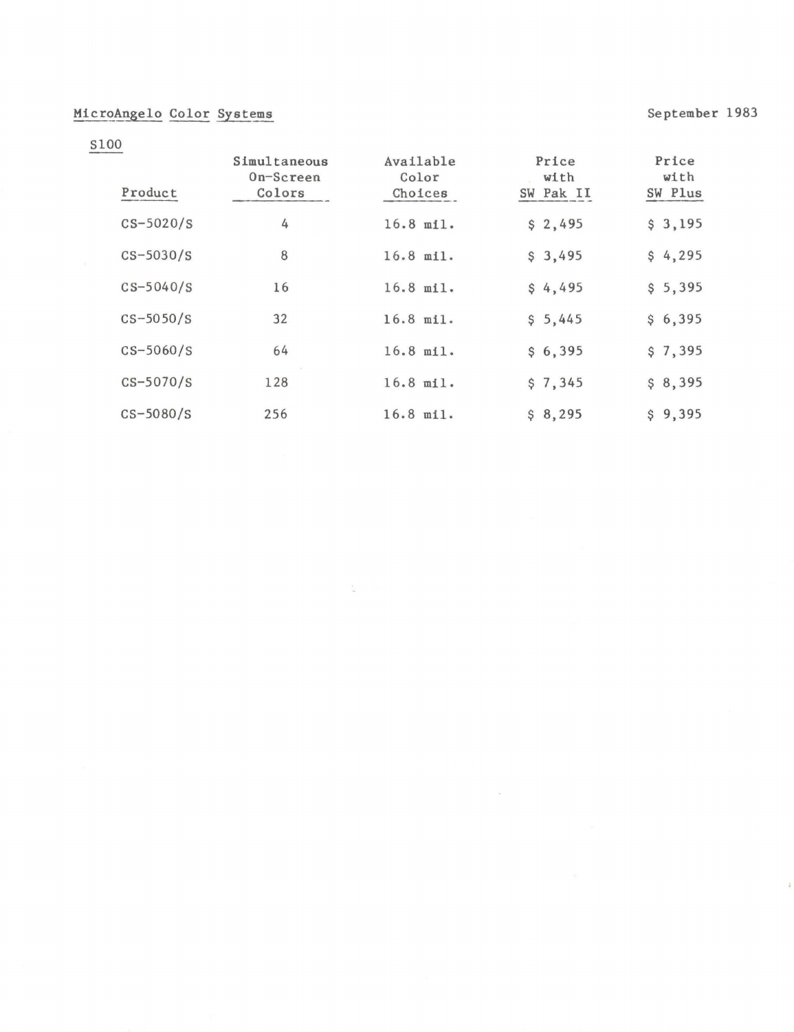MicroAngelo Color Systems

September 1983

S100

| Product | Simultaneous On-Screen Colors | Available Color Choices | Price with SW Pak II | Price with SW Plus |
|---|---|---|---|---|
| CS-5020/S | 4 | 16.8 mil. | $ 2,495 | $ 3,195 |
| CS-5030/S | 8 | 16.8 mil. | $ 3,495 | $ 4,295 |
| CS-5040/S | 16 | 16.8 mil. | $ 4,495 | $ 5,395 |
| CS-5050/S | 32 | 16.8 mil. | $ 5,445 | $ 6,395 |
| CS-5060/S | 64 | 16.8 mil. | $ 6,395 | $ 7,395 |
| CS-5070/S | 128 | 16.8 mil. | $ 7,345 | $ 8,395 |
| CS-5080/S | 256 | 16.8 mil. | $ 8,295 | $ 9,395 |